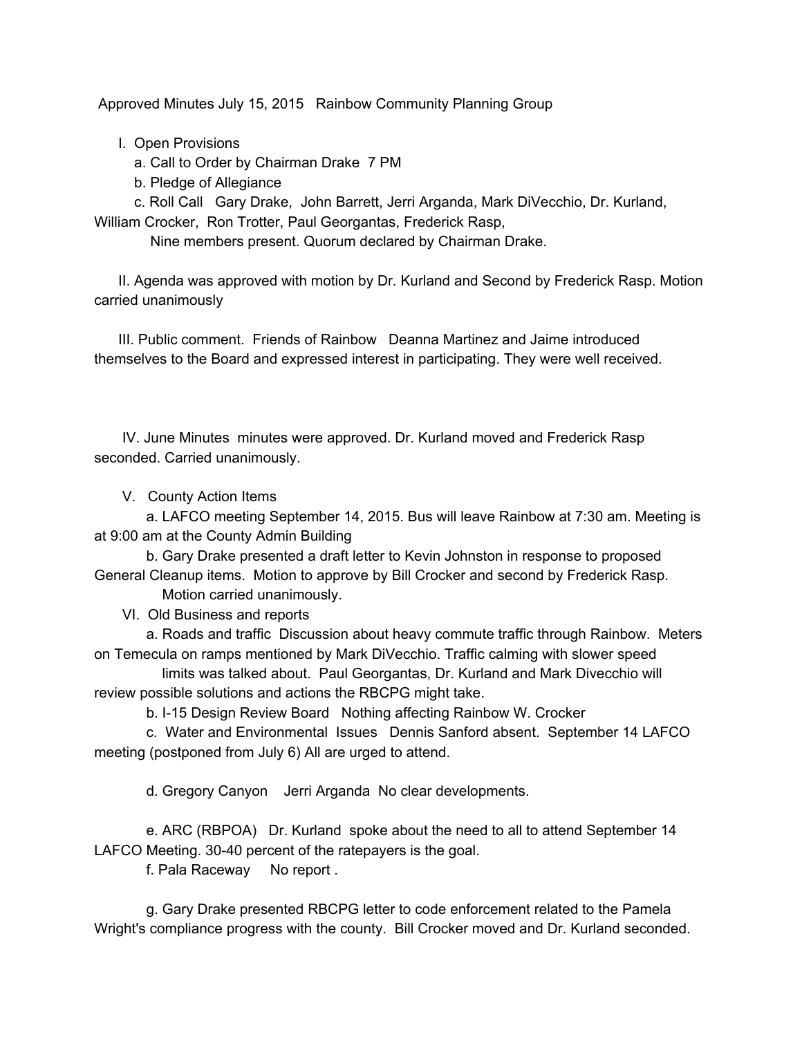Approved Minutes July 15, 2015 Rainbow Community Planning Group

I. Open Provisions

a. Call to Order by Chairman Drake 7 PM

b. Pledge of Allegiance

c. Roll Call Gary Drake, John Barrett, Jerri Arganda, Mark DiVecchio, Dr. Kurland, William Crocker, Ron Trotter, Paul Georgantas, Frederick Rasp,

Nine members present. Quorum declared by Chairman Drake.

II. Agenda was approved with motion by Dr. Kurland and Second by Frederick Rasp. Motion carried unanimously

III. Public comment. Friends of Rainbow Deanna Martinez and Jaime introduced themselves to the Board and expressed interest in participating. They were well received.

IV. June Minutes minutes were approved. Dr. Kurland moved and Frederick Rasp seconded. Carried unanimously.

V. County Action Items

a. LAFCO meeting September 14, 2015. Bus will leave Rainbow at 7:30 am. Meeting is at 9:00 am at the County Admin Building

b. Gary Drake presented a draft letter to Kevin Johnston in response to proposed General Cleanup items. Motion to approve by Bill Crocker and second by Frederick Rasp. Motion carried unanimously.

VI. Old Business and reports

a. Roads and traffic Discussion about heavy commute traffic through Rainbow. Meters on Temecula on ramps mentioned by Mark DiVecchio. Traffic calming with slower speed limits was talked about. Paul Georgantas, Dr. Kurland and Mark Divecchio will review possible solutions and actions the RBCPG might take.

b. I-15 Design Review Board Nothing affecting Rainbow W. Crocker

c. Water and Environmental Issues Dennis Sanford absent. September 14 LAFCO meeting (postponed from July 6) All are urged to attend.

d. Gregory Canyon Jerri Arganda No clear developments.

e. ARC (RBPOA) Dr. Kurland spoke about the need to all to attend September 14 LAFCO Meeting. 30-40 percent of the ratepayers is the goal.

f. Pala Raceway No report .

g. Gary Drake presented RBCPG letter to code enforcement related to the Pamela Wright's compliance progress with the county. Bill Crocker moved and Dr. Kurland seconded.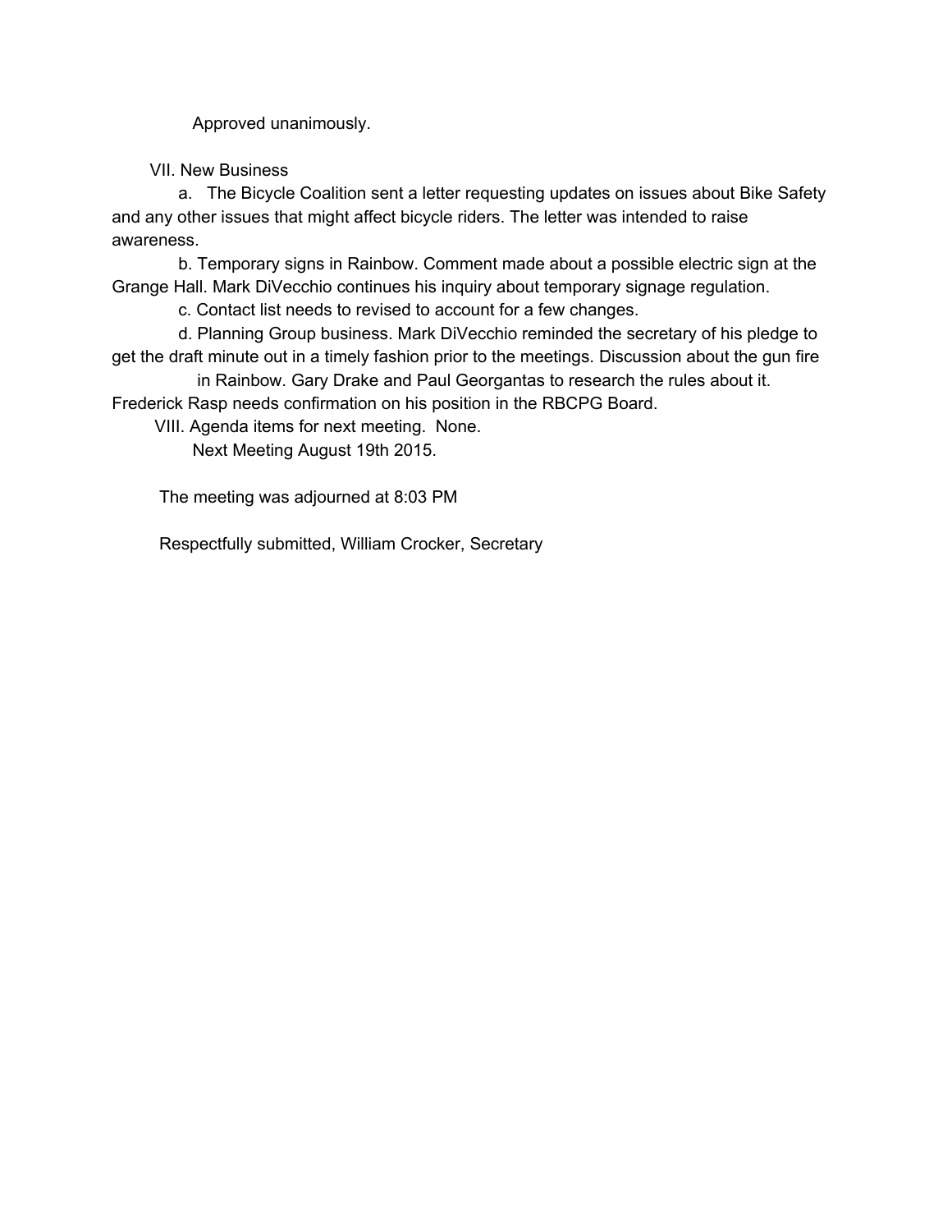Approved unanimously.

VII. New Business

a. The Bicycle Coalition sent a letter requesting updates on issues about Bike Safety and any other issues that might affect bicycle riders. The letter was intended to raise awareness.

b. Temporary signs in Rainbow. Comment made about a possible electric sign at the Grange Hall. Mark DiVecchio continues his inquiry about temporary signage regulation.

c. Contact list needs to revised to account for a few changes.

d. Planning Group business. Mark DiVecchio reminded the secretary of his pledge to get the draft minute out in a timely fashion prior to the meetings. Discussion about the gun fire in Rainbow. Gary Drake and Paul Georgantas to research the rules about it. Frederick Rasp needs confirmation on his position in the RBCPG Board.

VIII. Agenda items for next meeting. None.

Next Meeting August 19th 2015.

The meeting was adjourned at 8:03 PM

Respectfully submitted, William Crocker, Secretary